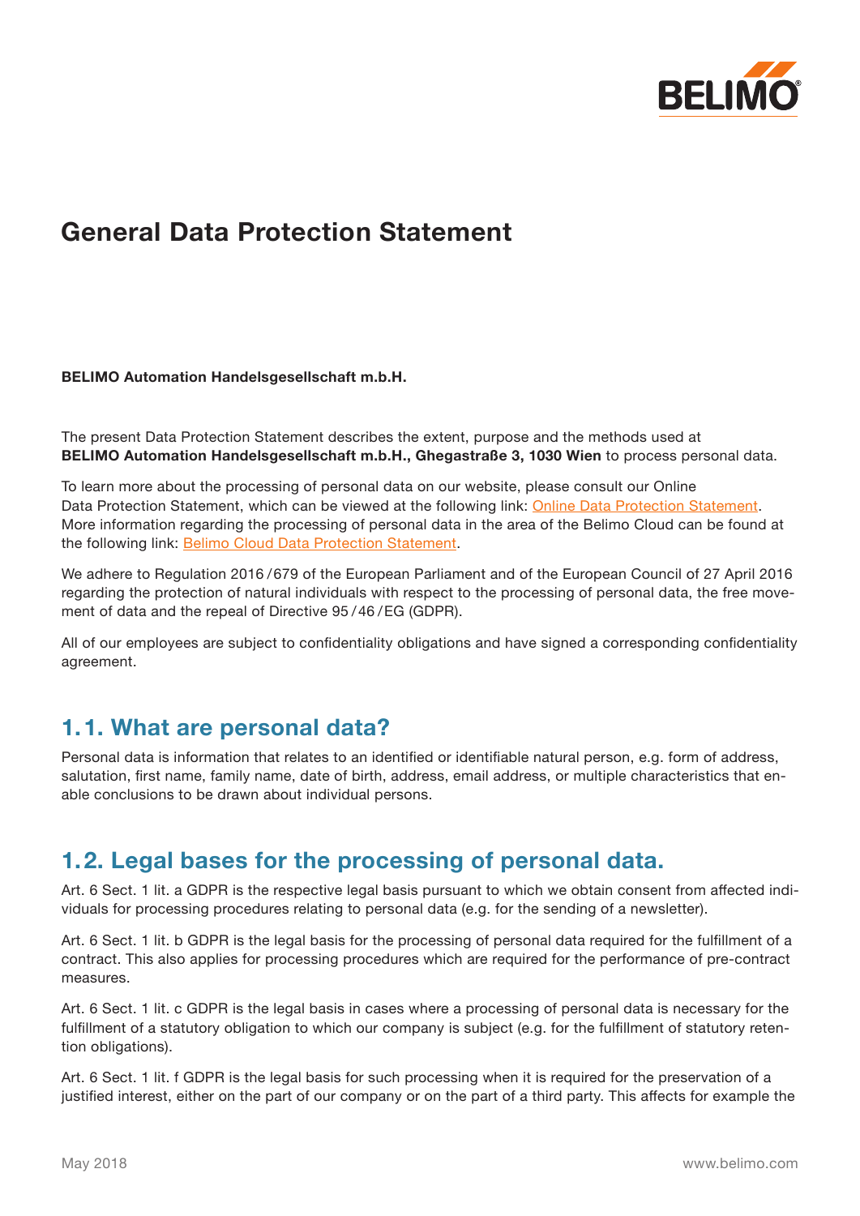# General Data Protection Statement

**BELIMO Automation Handelsgesellschaft m.b.H.**

The present Data Protection Statement describes the extent, purpose and the methods used at **BELIMO Automation Handelsgesellschaft m.b.H., Ghegastraße 3, 1030 Wien** to process personal data.

To learn more about the processing of personal data on our website, please consult our Online Data Protection Statement, which can be viewed at the following link: Online Data Protection Statement. More information regarding the processing of personal data in the area of the Belimo Cloud can be found at the following link: Belimo Cloud Data Protection Statement.

We adhere to Regulation 2016/679 of the European Parliament and of the European Council of 27 April 2016 regarding the protection of natural individuals with respect to the processing of personal data, the free movement of data and the repeal of Directive 95/46/EG (GDPR).

All of our employees are subject to confidentiality obligations and have signed a corresponding confidentiality agreement.

## 1.1. What are personal data?

Personal data is information that relates to an identified or identifiable natural person, e.g. form of address, salutation, first name, family name, date of birth, address, email address, or multiple characteristics that enable conclusions to be drawn about individual persons.

## 1.2. Legal bases for the processing of personal data.

Art. 6 Sect. 1 lit. a GDPR is the respective legal basis pursuant to which we obtain consent from affected individuals for processing procedures relating to personal data (e.g. for the sending of a newsletter).

Art. 6 Sect. 1 lit. b GDPR is the legal basis for the processing of personal data required for the fulfillment of a contract. This also applies for processing procedures which are required for the performance of pre-contract measures.

Art. 6 Sect. 1 lit. c GDPR is the legal basis in cases where a processing of personal data is necessary for the fulfillment of a statutory obligation to which our company is subject (e.g. for the fulfillment of statutory retention obligations).

Art. 6 Sect. 1 lit. f GDPR is the legal basis for such processing when it is required for the preservation of a justified interest, either on the part of our company or on the part of a third party. This affects for example the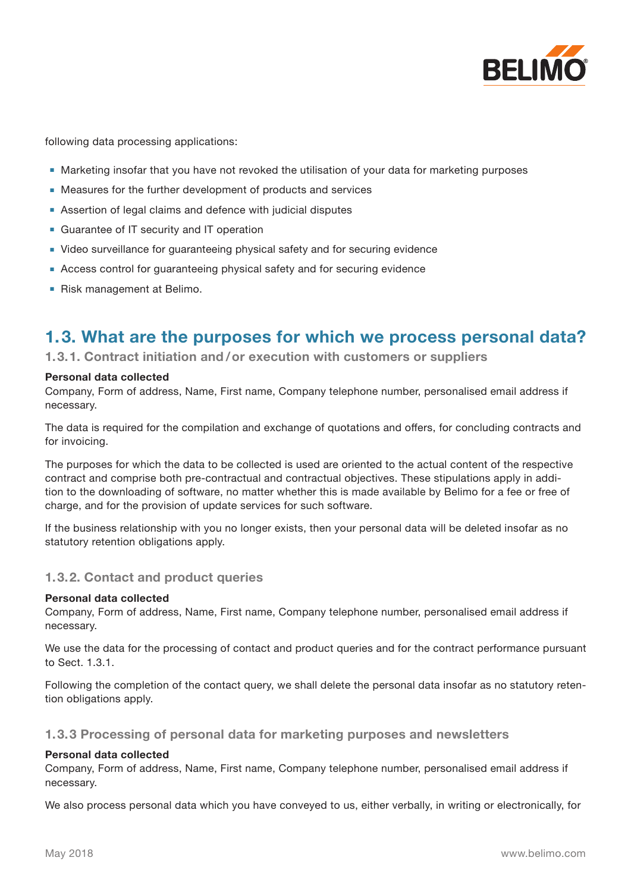following data processing applications:

- Marketing insofar that you have not revoked the utilisation of your data for marketing purposes
- Measures for the further development of products and services
- Assertion of legal claims and defence with judicial disputes
- Guarantee of IT security and IT operation
- Video surveillance for guaranteeing physical safety and for securing evidence
- Access control for guaranteeing physical safety and for securing evidence
- Risk management at Belimo.

## 1.3. What are the purposes for which we process personal data?

### 1.3.1. Contract initiation and / or execution with customers or suppliers

**Personal data collected**
Company, Form of address, Name, First name, Company telephone number, personalised email address if necessary.

The data is required for the compilation and exchange of quotations and offers, for concluding contracts and for invoicing.

The purposes for which the data to be collected is used are oriented to the actual content of the respective contract and comprise both pre-contractual and contractual objectives. These stipulations apply in addition to the downloading of software, no matter whether this is made available by Belimo for a fee or free of charge, and for the provision of update services for such software.

If the business relationship with you no longer exists, then your personal data will be deleted insofar as no statutory retention obligations apply.

### 1.3.2. Contact and product queries

**Personal data collected**
Company, Form of address, Name, First name, Company telephone number, personalised email address if necessary.

We use the data for the processing of contact and product queries and for the contract performance pursuant to Sect. 1.3.1.

Following the completion of the contact query, we shall delete the personal data insofar as no statutory retention obligations apply.

### 1.3.3 Processing of personal data for marketing purposes and newsletters

**Personal data collected**
Company, Form of address, Name, First name, Company telephone number, personalised email address if necessary.

We also process personal data which you have conveyed to us, either verbally, in writing or electronically, for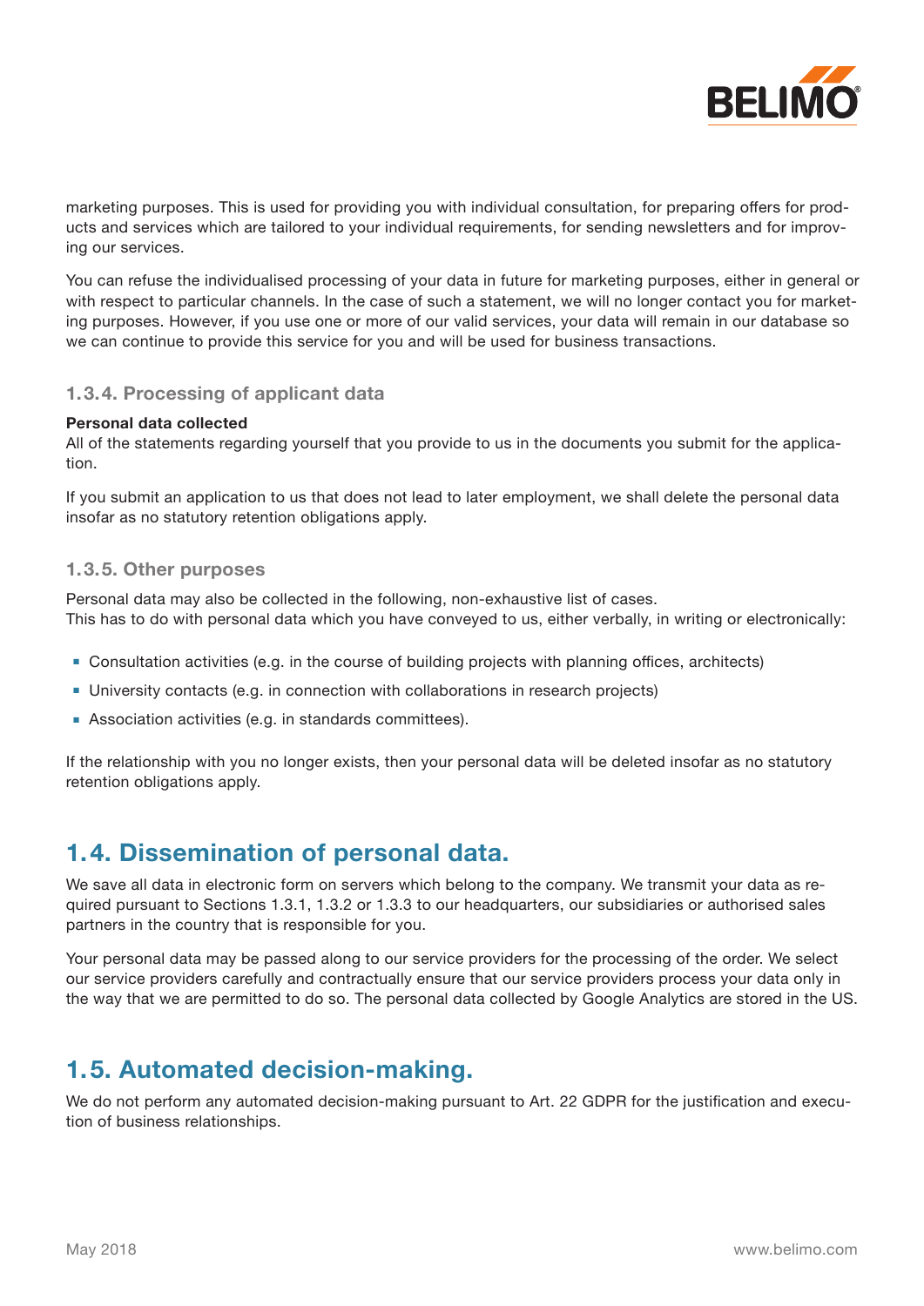marketing purposes. This is used for providing you with individual consultation, for preparing offers for products and services which are tailored to your individual requirements, for sending newsletters and for improving our services.

You can refuse the individualised processing of your data in future for marketing purposes, either in general or with respect to particular channels. In the case of such a statement, we will no longer contact you for marketing purposes. However, if you use one or more of our valid services, your data will remain in our database so we can continue to provide this service for you and will be used for business transactions.

### 1.3.4. Processing of applicant data

**Personal data collected**
All of the statements regarding yourself that you provide to us in the documents you submit for the application.

If you submit an application to us that does not lead to later employment, we shall delete the personal data insofar as no statutory retention obligations apply.

### 1.3.5. Other purposes

Personal data may also be collected in the following, non-exhaustive list of cases.
This has to do with personal data which you have conveyed to us, either verbally, in writing or electronically:

- Consultation activities (e.g. in the course of building projects with planning offices, architects)
- University contacts (e.g. in connection with collaborations in research projects)
- Association activities (e.g. in standards committees).

If the relationship with you no longer exists, then your personal data will be deleted insofar as no statutory retention obligations apply.

## 1.4. Dissemination of personal data.

We save all data in electronic form on servers which belong to the company. We transmit your data as required pursuant to Sections 1.3.1, 1.3.2 or 1.3.3 to our headquarters, our subsidiaries or authorised sales partners in the country that is responsible for you.

Your personal data may be passed along to our service providers for the processing of the order. We select our service providers carefully and contractually ensure that our service providers process your data only in the way that we are permitted to do so. The personal data collected by Google Analytics are stored in the US.

## 1.5. Automated decision-making.

We do not perform any automated decision-making pursuant to Art. 22 GDPR for the justification and execution of business relationships.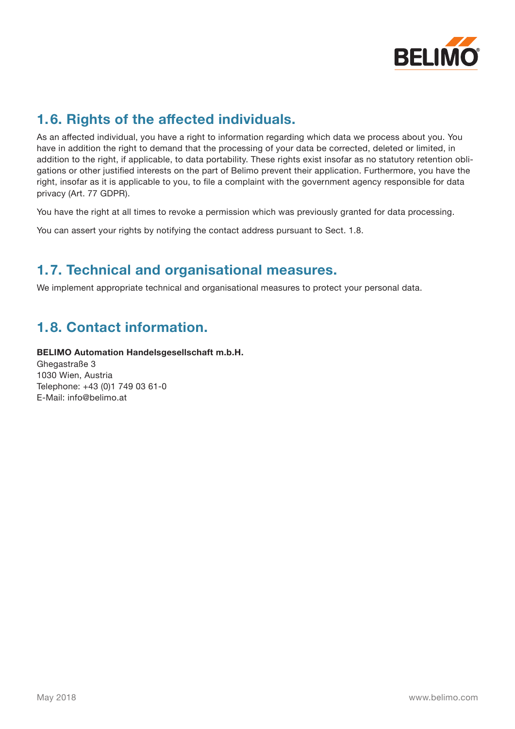## 1.6. Rights of the affected individuals.

As an affected individual, you have a right to information regarding which data we process about you. You have in addition the right to demand that the processing of your data be corrected, deleted or limited, in addition to the right, if applicable, to data portability. These rights exist insofar as no statutory retention obligations or other justified interests on the part of Belimo prevent their application. Furthermore, you have the right, insofar as it is applicable to you, to file a complaint with the government agency responsible for data privacy (Art. 77 GDPR).

You have the right at all times to revoke a permission which was previously granted for data processing.

You can assert your rights by notifying the contact address pursuant to Sect. 1.8.

## 1.7. Technical and organisational measures.

We implement appropriate technical and organisational measures to protect your personal data.

## 1.8. Contact information.

**BELIMO Automation Handelsgesellschaft m.b.H.**
Ghegastraße 3
1030 Wien, Austria
Telephone: +43 (0)1 749 03 61-0
E-Mail: info@belimo.at

May 2018